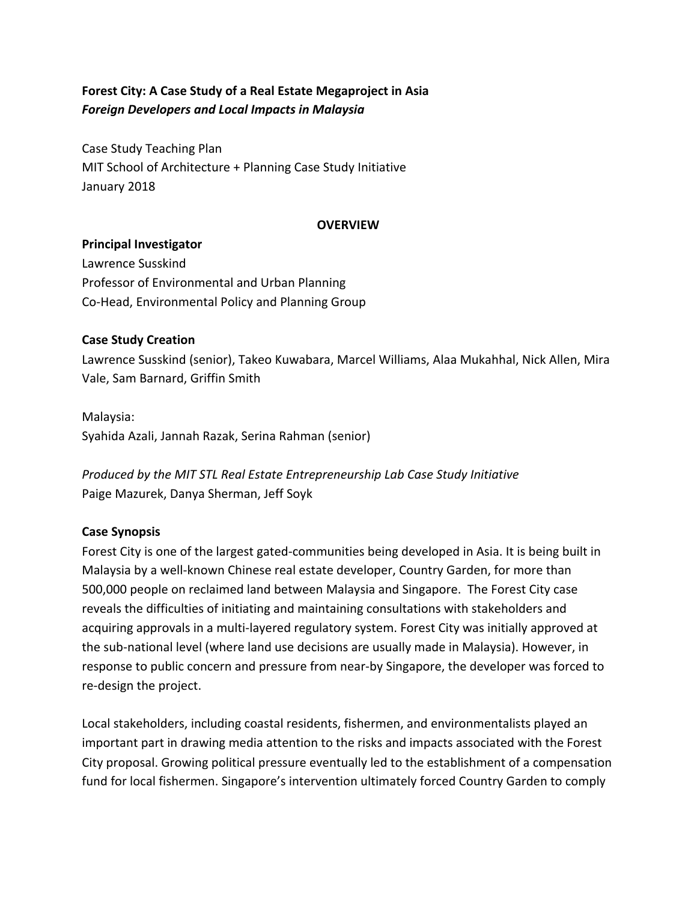**Forest City: A Case Study of a Real Estate Megaproject in Asia**
***Foreign Developers and Local Impacts in Malaysia***

Case Study Teaching Plan
MIT School of Architecture + Planning Case Study Initiative
January 2018

## OVERVIEW

**Principal Investigator**
Lawrence Susskind
Professor of Environmental and Urban Planning
Co-Head, Environmental Policy and Planning Group

**Case Study Creation**
Lawrence Susskind (senior), Takeo Kuwabara, Marcel Williams, Alaa Mukahhal, Nick Allen, Mira Vale, Sam Barnard, Griffin Smith

Malaysia:
Syahida Azali, Jannah Razak, Serina Rahman (senior)

*Produced by the MIT STL Real Estate Entrepreneurship Lab Case Study Initiative*
Paige Mazurek, Danya Sherman, Jeff Soyk

**Case Synopsis**
Forest City is one of the largest gated-communities being developed in Asia. It is being built in Malaysia by a well-known Chinese real estate developer, Country Garden, for more than 500,000 people on reclaimed land between Malaysia and Singapore. The Forest City case reveals the difficulties of initiating and maintaining consultations with stakeholders and acquiring approvals in a multi-layered regulatory system. Forest City was initially approved at the sub-national level (where land use decisions are usually made in Malaysia). However, in response to public concern and pressure from near-by Singapore, the developer was forced to re-design the project.

Local stakeholders, including coastal residents, fishermen, and environmentalists played an important part in drawing media attention to the risks and impacts associated with the Forest City proposal. Growing political pressure eventually led to the establishment of a compensation fund for local fishermen. Singapore's intervention ultimately forced Country Garden to comply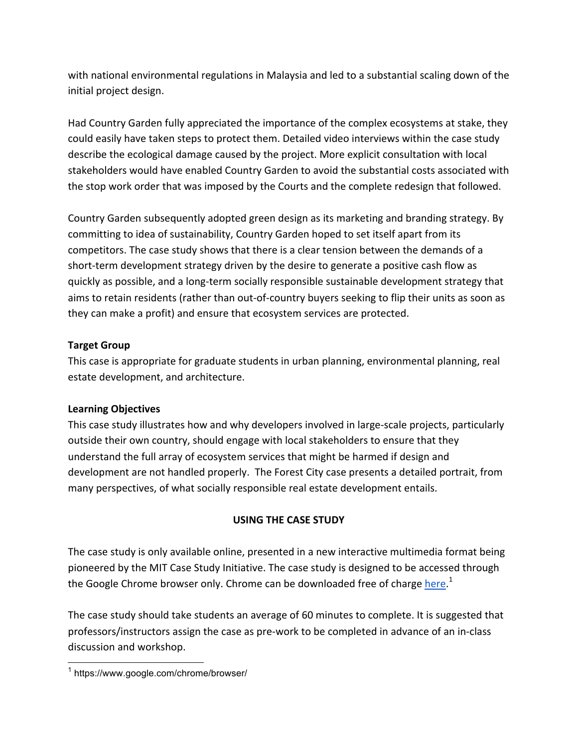with national environmental regulations in Malaysia and led to a substantial scaling down of the initial project design.

Had Country Garden fully appreciated the importance of the complex ecosystems at stake, they could easily have taken steps to protect them. Detailed video interviews within the case study describe the ecological damage caused by the project. More explicit consultation with local stakeholders would have enabled Country Garden to avoid the substantial costs associated with the stop work order that was imposed by the Courts and the complete redesign that followed.

Country Garden subsequently adopted green design as its marketing and branding strategy. By committing to idea of sustainability, Country Garden hoped to set itself apart from its competitors. The case study shows that there is a clear tension between the demands of a short-term development strategy driven by the desire to generate a positive cash flow as quickly as possible, and a long-term socially responsible sustainable development strategy that aims to retain residents (rather than out-of-country buyers seeking to flip their units as soon as they can make a profit) and ensure that ecosystem services are protected.

**Target Group**

This case is appropriate for graduate students in urban planning, environmental planning, real estate development, and architecture.

**Learning Objectives**

This case study illustrates how and why developers involved in large-scale projects, particularly outside their own country, should engage with local stakeholders to ensure that they understand the full array of ecosystem services that might be harmed if design and development are not handled properly. The Forest City case presents a detailed portrait, from many perspectives, of what socially responsible real estate development entails.

## USING THE CASE STUDY

The case study is only available online, presented in a new interactive multimedia format being pioneered by the MIT Case Study Initiative. The case study is designed to be accessed through the Google Chrome browser only. Chrome can be downloaded free of charge here.[1]

The case study should take students an average of 60 minutes to complete. It is suggested that professors/instructors assign the case as pre-work to be completed in advance of an in-class discussion and workshop.

[1] https://www.google.com/chrome/browser/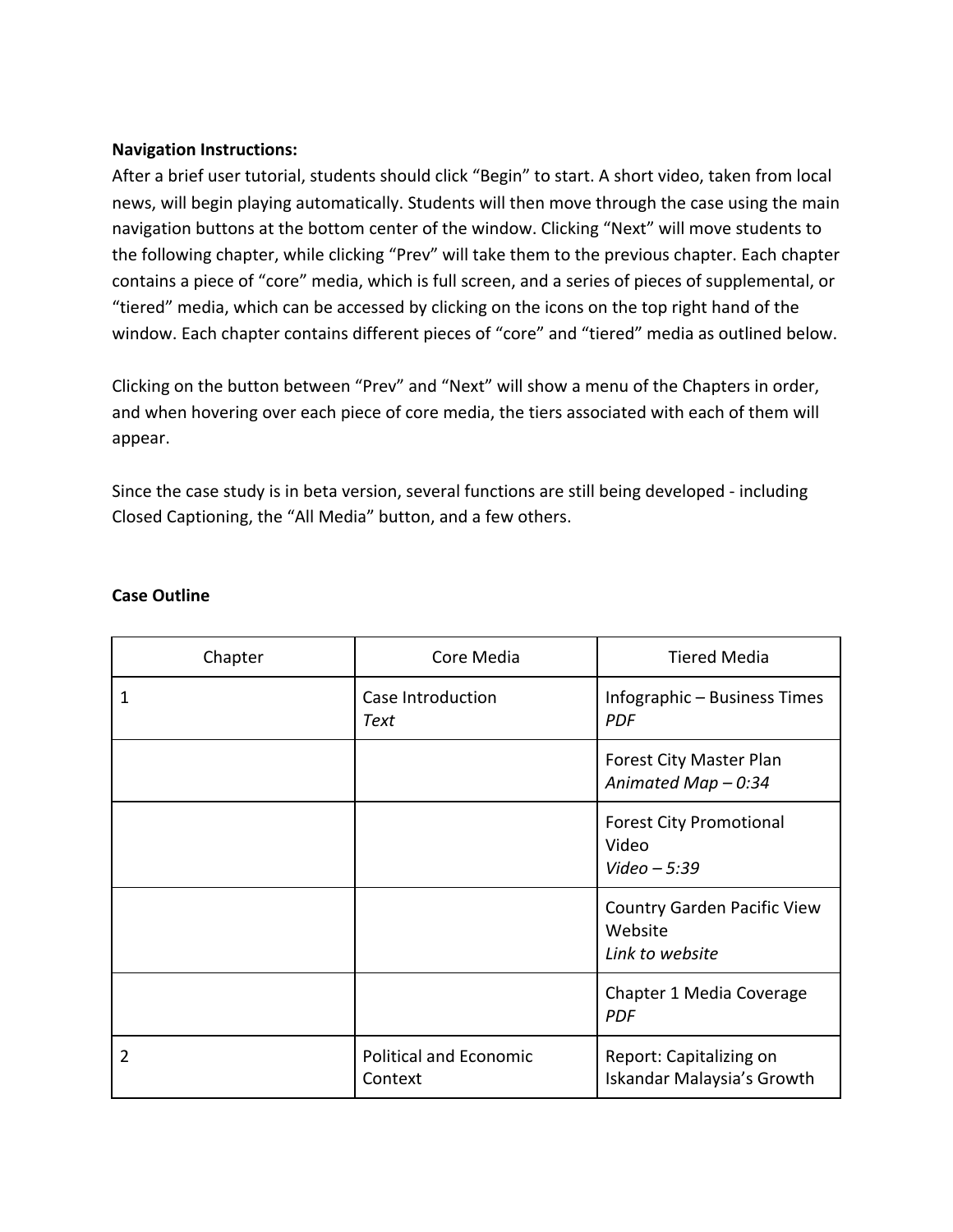**Navigation Instructions:**
After a brief user tutorial, students should click "Begin" to start. A short video, taken from local news, will begin playing automatically. Students will then move through the case using the main navigation buttons at the bottom center of the window. Clicking "Next" will move students to the following chapter, while clicking "Prev" will take them to the previous chapter. Each chapter contains a piece of "core" media, which is full screen, and a series of pieces of supplemental, or "tiered" media, which can be accessed by clicking on the icons on the top right hand of the window. Each chapter contains different pieces of "core" and "tiered" media as outlined below.

Clicking on the button between "Prev" and "Next" will show a menu of the Chapters in order, and when hovering over each piece of core media, the tiers associated with each of them will appear.

Since the case study is in beta version, several functions are still being developed - including Closed Captioning, the "All Media" button, and a few others.

**Case Outline**

| Chapter | Core Media | Tiered Media |
|---|---|---|
| 1 | Case Introduction<br>*Text* | Infographic – Business Times<br>*PDF* |
| | | Forest City Master Plan<br>*Animated Map – 0:34* |
| | | Forest City Promotional Video<br>*Video – 5:39* |
| | | Country Garden Pacific View Website<br>*Link to website* |
| | | Chapter 1 Media Coverage<br>*PDF* |
| 2 | Political and Economic Context | Report: Capitalizing on Iskandar Malaysia's Growth |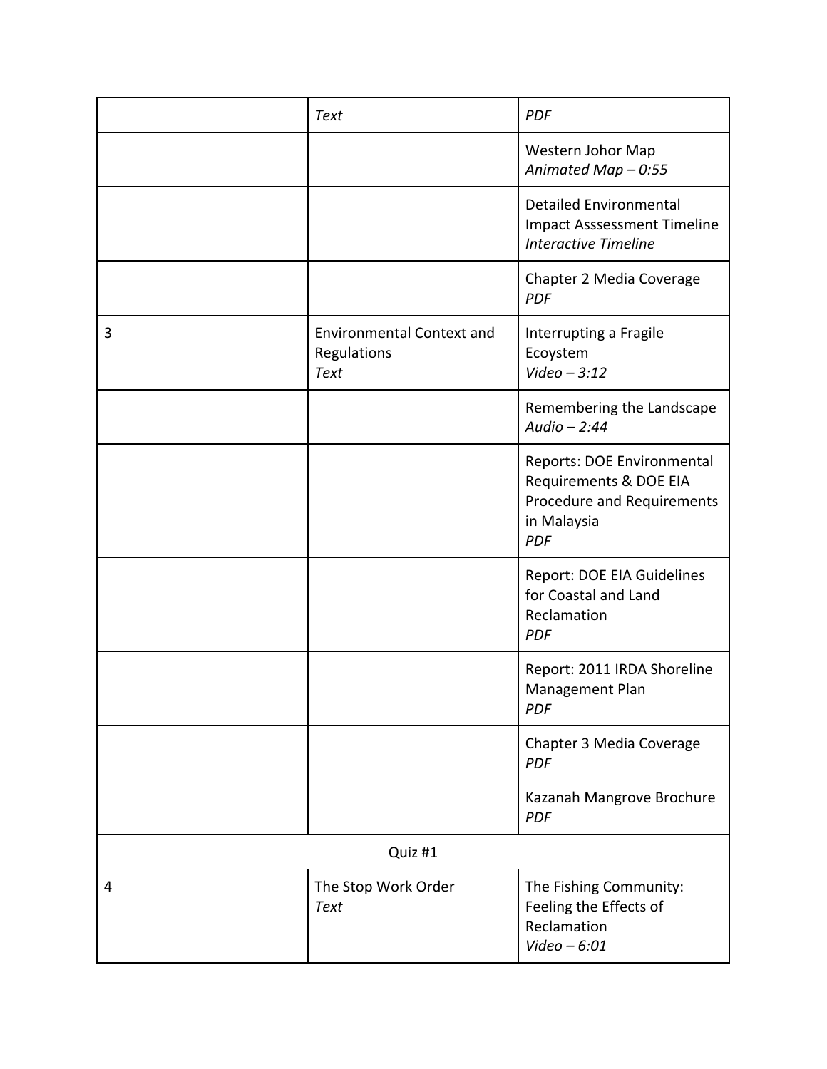| | | |
|---|---|---|
| | *Text* | *PDF* |
| | | Western Johor Map<br>*Animated Map – 0:55* |
| | | Detailed Environmental Impact Asssessment Timeline<br>*Interactive Timeline* |
| | | Chapter 2 Media Coverage<br>*PDF* |
| 3 | Environmental Context and Regulations<br>*Text* | Interrupting a Fragile Ecoystem<br>*Video – 3:12* |
| | | Remembering the Landscape<br>*Audio – 2:44* |
| | | Reports: DOE Environmental Requirements & DOE EIA Procedure and Requirements in Malaysia<br>*PDF* |
| | | Report: DOE EIA Guidelines for Coastal and Land Reclamation<br>*PDF* |
| | | Report: 2011 IRDA Shoreline Management Plan<br>*PDF* |
| | | Chapter 3 Media Coverage<br>*PDF* |
| | | Kazanah Mangrove Brochure<br>*PDF* |
| | Quiz #1 | |
| 4 | The Stop Work Order<br>*Text* | The Fishing Community: Feeling the Effects of Reclamation<br>*Video – 6:01* |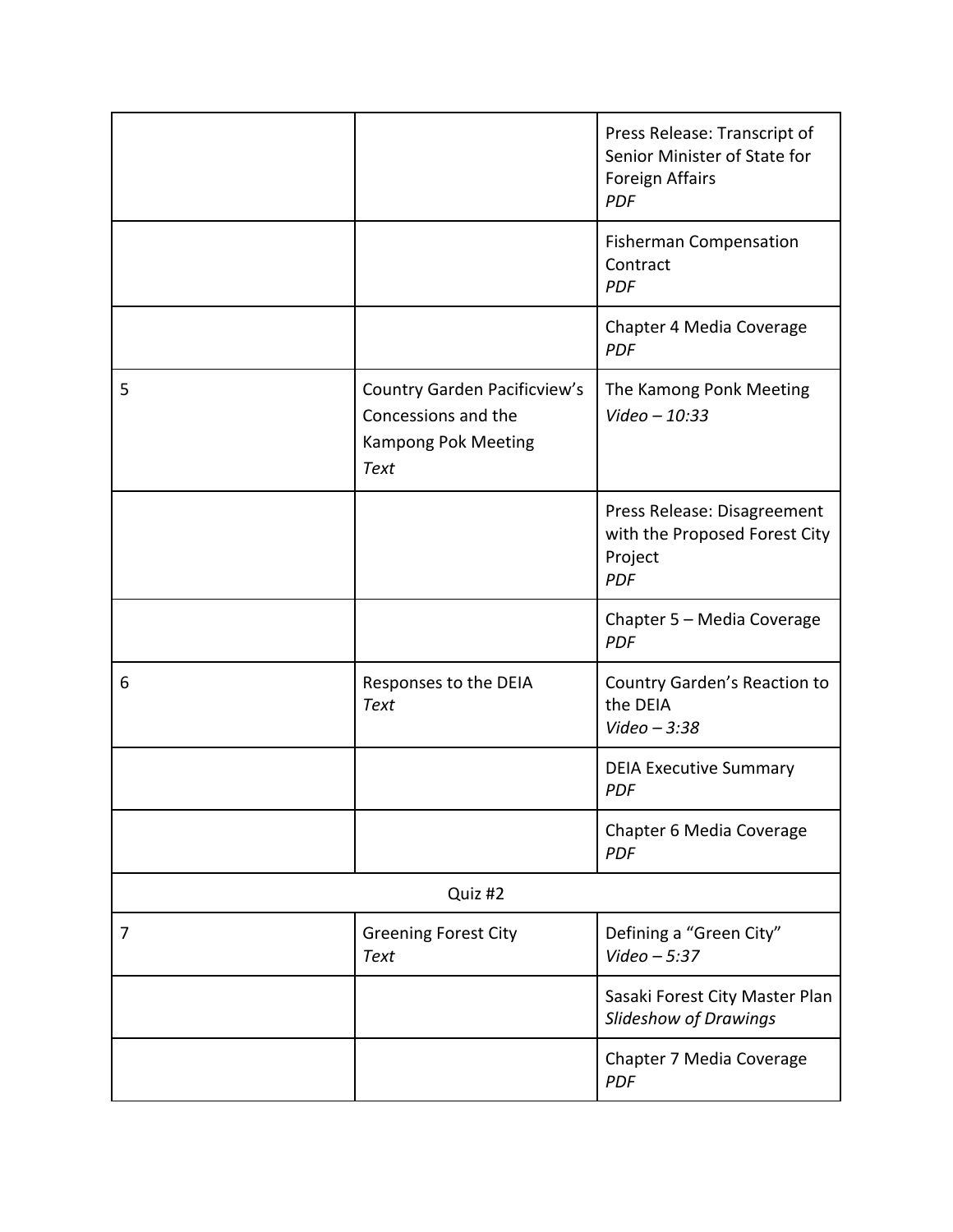| | | |
|---|---|---|
| | | Press Release: Transcript of Senior Minister of State for Foreign Affairs<br>*PDF* |
| | | Fisherman Compensation Contract<br>*PDF* |
| | | Chapter 4 Media Coverage<br>*PDF* |
| 5 | Country Garden Pacificview's Concessions and the Kampong Pok Meeting<br>*Text* | The Kamong Ponk Meeting<br>*Video – 10:33* |
| | | Press Release: Disagreement with the Proposed Forest City Project<br>*PDF* |
| | | Chapter 5 – Media Coverage<br>*PDF* |
| 6 | Responses to the DEIA<br>*Text* | Country Garden's Reaction to the DEIA<br>*Video – 3:38* |
| | | DEIA Executive Summary<br>*PDF* |
| | | Chapter 6 Media Coverage<br>*PDF* |
| | Quiz #2 | |
| 7 | Greening Forest City<br>*Text* | Defining a "Green City"<br>*Video – 5:37* |
| | | Sasaki Forest City Master Plan<br>*Slideshow of Drawings* |
| | | Chapter 7 Media Coverage<br>*PDF* |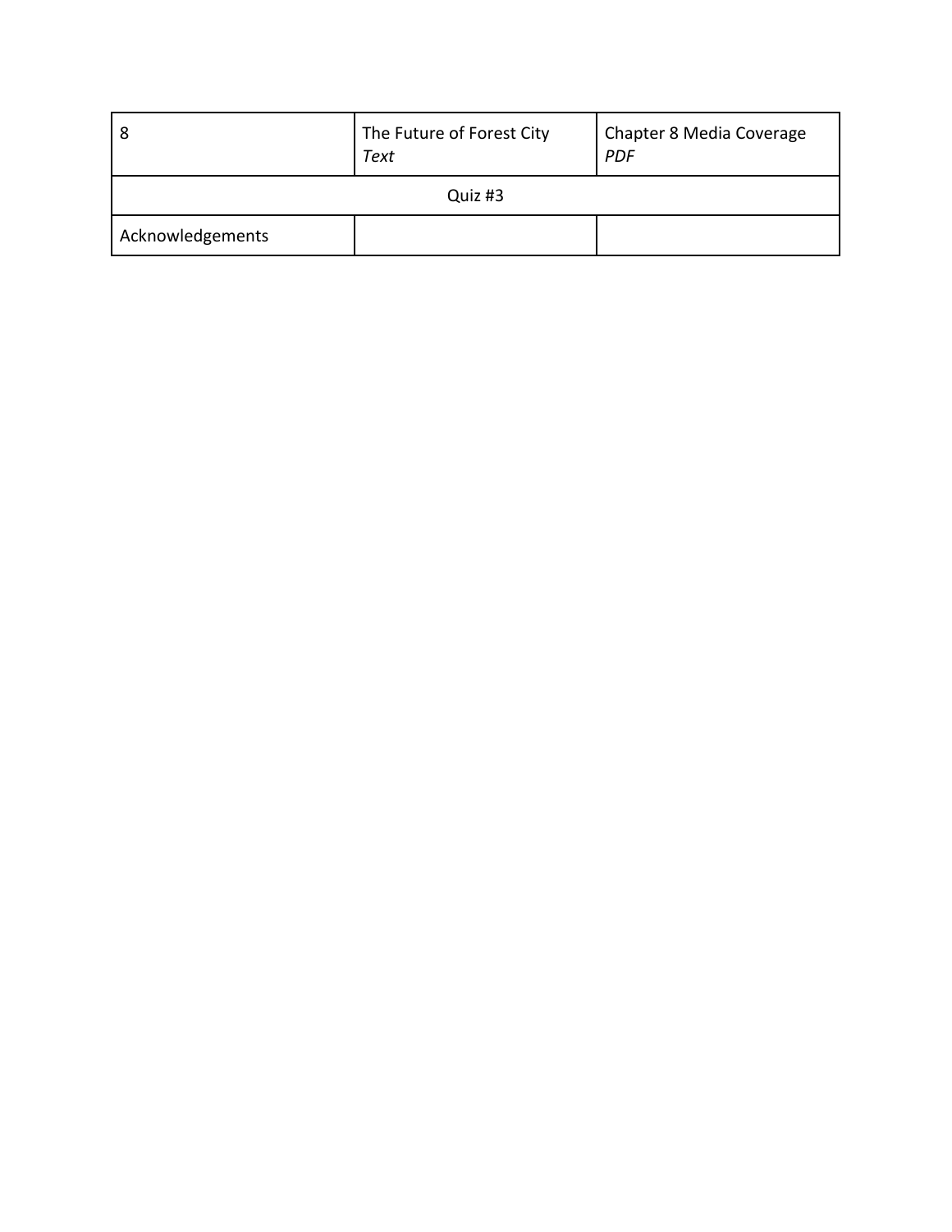| 8 | The Future of Forest City *Text* | Chapter 8 Media Coverage *PDF* |
|---|---|---|
| Quiz #3 | | |
| Acknowledgements | | |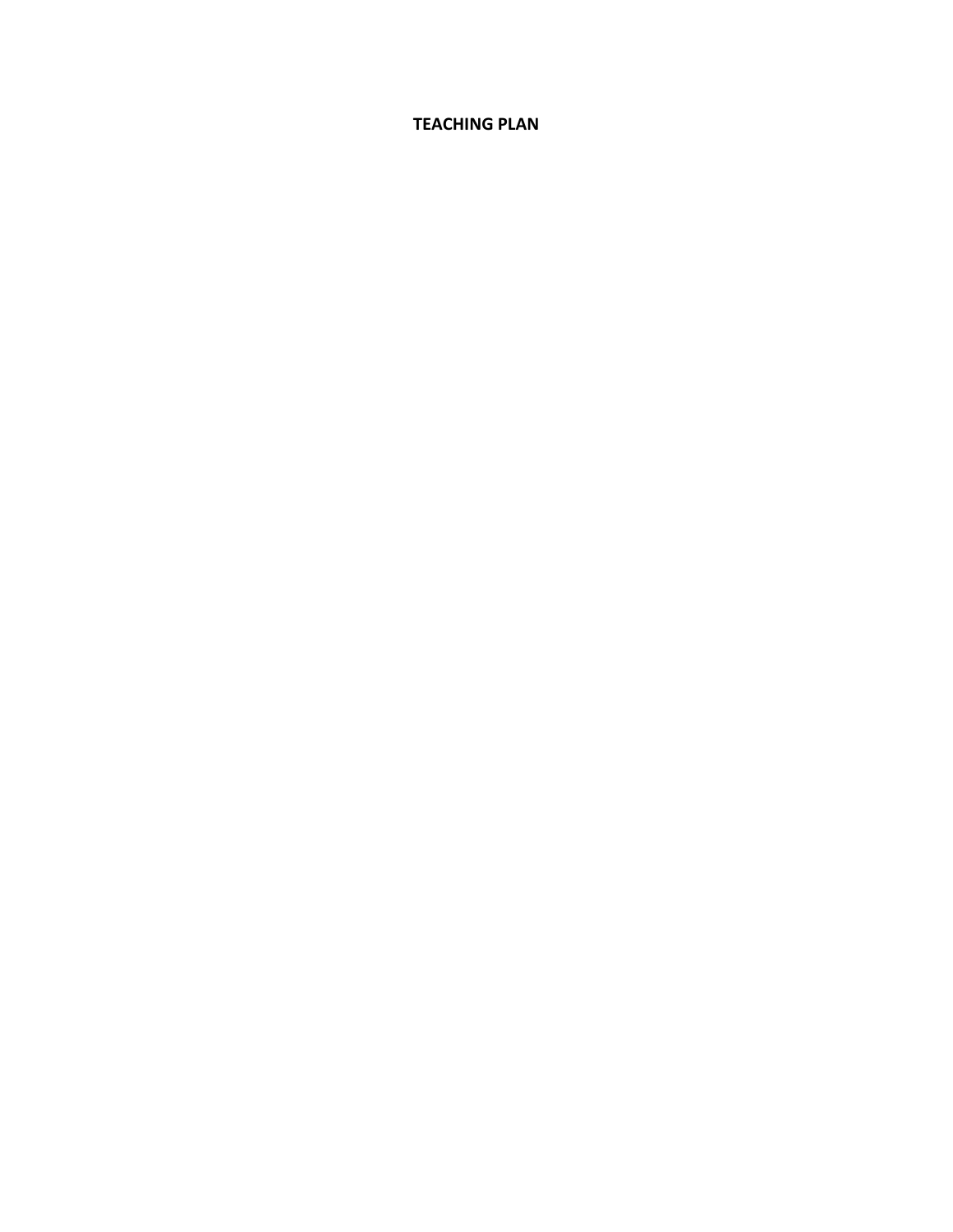**TEACHING PLAN**